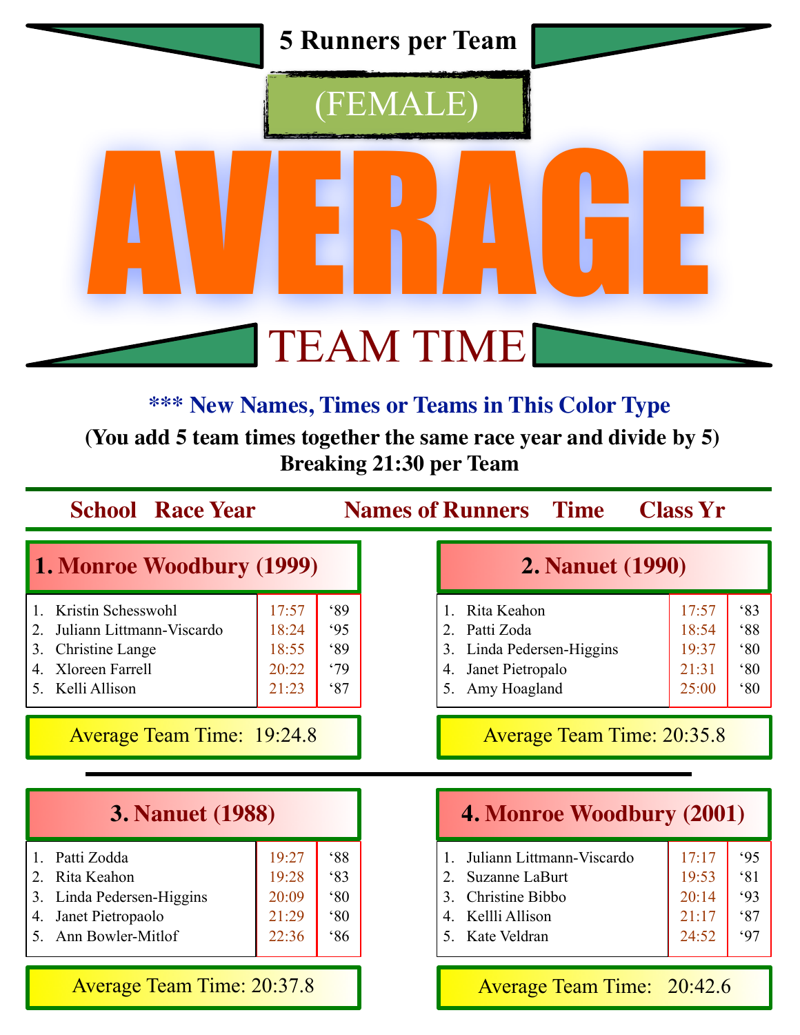# 5 Runners per Team

## (FEMALE)

# AVERAGE

## TEAM TIME

**\*\*\* New Names, Times or Teams in This Color Type**

**(You add 5 team times together the same race year and divide by 5)**

**Breaking 21:30 per Team**

**School Race Year — Names of Runners — Time — Class Yr**

### 1. Monroe Woodbury (1999)

| | Names of Runners | Time | Class Yr |
|---|---|---|---|
| 1. | Kristin Schesswohl | 17:57 | '89 |
| 2. | Juliann Littmann-Viscardo | 18:24 | '95 |
| 3. | Christine Lange | 18:55 | '89 |
| 4. | Xloreen Farrell | 20:22 | '79 |
| 5. | Kelli Allison | 21:23 | '87 |

Average Team Time: 19:24.8

### 2. Nanuet (1990)

| | Names of Runners | Time | Class Yr |
|---|---|---|---|
| 1. | Rita Keahon | 17:57 | '83 |
| 2. | Patti Zoda | 18:54 | '88 |
| 3. | Linda Pedersen-Higgins | 19:37 | '80 |
| 4. | Janet Pietropalo | 21:31 | '80 |
| 5. | Amy Hoagland | 25:00 | '80 |

Average Team Time: 20:35.8

### 3. Nanuet (1988)

| | Names of Runners | Time | Class Yr |
|---|---|---|---|
| 1. | Patti Zodda | 19:27 | '88 |
| 2. | Rita Keahon | 19:28 | '83 |
| 3. | Linda Pedersen-Higgins | 20:09 | '80 |
| 4. | Janet Pietropaolo | 21:29 | '80 |
| 5. | Ann Bowler-Mitlof | 22:36 | '86 |

Average Team Time: 20:37.8

### 4. Monroe Woodbury (2001)

| | Names of Runners | Time | Class Yr |
|---|---|---|---|
| 1. | Juliann Littmann-Viscardo | 17:17 | '95 |
| 2. | Suzanne LaBurt | 19:53 | '81 |
| 3. | Christine Bibbo | 20:14 | '93 |
| 4. | Kellli Allison | 21:17 | '87 |
| 5. | Kate Veldran | 24:52 | '97 |

Average Team Time: 20:42.6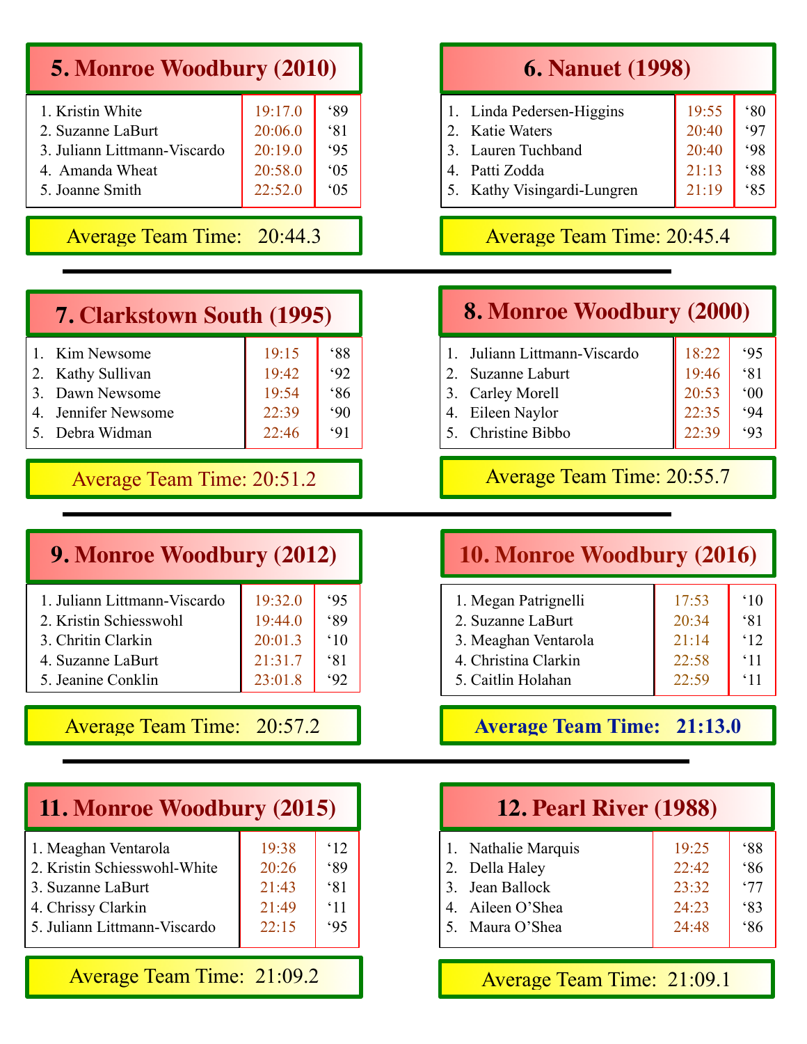## 5. Monroe Woodbury (2010)

| Runner | Time | Year |
|---|---|---|
| 1. Kristin White | 19:17.0 | '89 |
| 2. Suzanne LaBurt | 20:06.0 | '81 |
| 3. Juliann Littmann-Viscardo | 20:19.0 | '95 |
| 4. Amanda Wheat | 20:58.0 | '05 |
| 5. Joanne Smith | 22:52.0 | '05 |

Average Team Time: 20:44.3

## 6. Nanuet (1998)

| Runner | Time | Year |
|---|---|---|
| 1. Linda Pedersen-Higgins | 19:55 | '80 |
| 2. Katie Waters | 20:40 | '97 |
| 3. Lauren Tuchband | 20:40 | '98 |
| 4. Patti Zodda | 21:13 | '88 |
| 5. Kathy Visingardi-Lungren | 21:19 | '85 |

Average Team Time: 20:45.4

## 7. Clarkstown South (1995)

| Runner | Time | Year |
|---|---|---|
| 1. Kim Newsome | 19:15 | '88 |
| 2. Kathy Sullivan | 19:42 | '92 |
| 3. Dawn Newsome | 19:54 | '86 |
| 4. Jennifer Newsome | 22:39 | '90 |
| 5. Debra Widman | 22:46 | '91 |

Average Team Time: 20:51.2

## 8. Monroe Woodbury (2000)

| Runner | Time | Year |
|---|---|---|
| 1. Juliann Littmann-Viscardo | 18:22 | '95 |
| 2. Suzanne Laburt | 19:46 | '81 |
| 3. Carley Morell | 20:53 | '00 |
| 4. Eileen Naylor | 22:35 | '94 |
| 5. Christine Bibbo | 22:39 | '93 |

Average Team Time: 20:55.7

## 9. Monroe Woodbury (2012)

| Runner | Time | Year |
|---|---|---|
| 1. Juliann Littmann-Viscardo | 19:32.0 | '95 |
| 2. Kristin Schiesswohl | 19:44.0 | '89 |
| 3. Chritin Clarkin | 20:01.3 | '10 |
| 4. Suzanne LaBurt | 21:31.7 | '81 |
| 5. Jeanine Conklin | 23:01.8 | '92 |

Average Team Time: 20:57.2

## 10. Monroe Woodbury (2016)

| Runner | Time | Year |
|---|---|---|
| 1. Megan Patrignelli | 17:53 | '10 |
| 2. Suzanne LaBurt | 20:34 | '81 |
| 3. Meaghan Ventarola | 21:14 | '12 |
| 4. Christina Clarkin | 22:58 | '11 |
| 5. Caitlin Holahan | 22:59 | '11 |

**Average Team Time: 21:13.0**

## 11. Monroe Woodbury (2015)

| Runner | Time | Year |
|---|---|---|
| 1. Meaghan Ventarola | 19:38 | '12 |
| 2. Kristin Schiesswohl-White | 20:26 | '89 |
| 3. Suzanne LaBurt | 21:43 | '81 |
| 4. Chrissy Clarkin | 21:49 | '11 |
| 5. Juliann Littmann-Viscardo | 22:15 | '95 |

Average Team Time: 21:09.2

## 12. Pearl River (1988)

| Runner | Time | Year |
|---|---|---|
| 1. Nathalie Marquis | 19:25 | '88 |
| 2. Della Haley | 22:42 | '86 |
| 3. Jean Ballock | 23:32 | '77 |
| 4. Aileen O'Shea | 24:23 | '83 |
| 5. Maura O'Shea | 24:48 | '86 |

Average Team Time: 21:09.1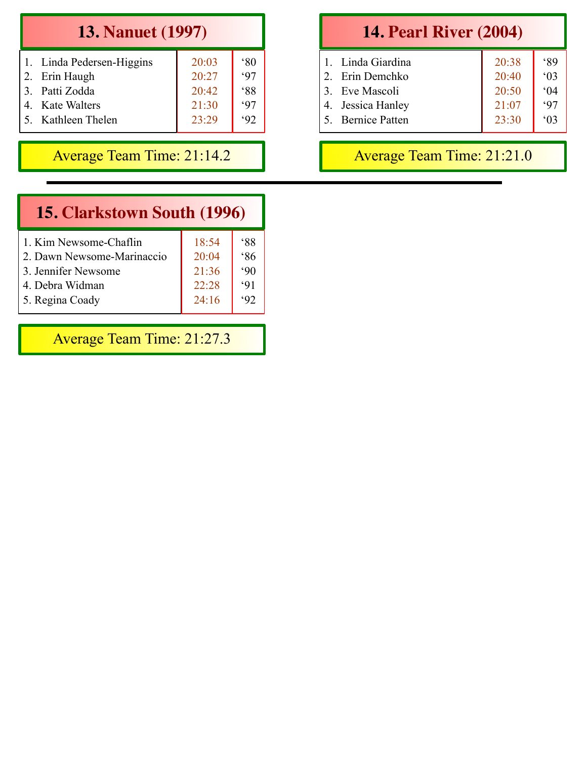## 13. Nanuet (1997)

| | | |
|---|---|---|
| 1. Linda Pedersen-Higgins | 20:03 | ‘80 |
| 2. Erin Haugh | 20:27 | ‘97 |
| 3. Patti Zodda | 20:42 | ‘88 |
| 4. Kate Walters | 21:30 | ‘97 |
| 5. Kathleen Thelen | 23:29 | ‘92 |

Average Team Time: 21:14.2

## 14. Pearl River (2004)

| | | |
|---|---|---|
| 1. Linda Giardina | 20:38 | ‘89 |
| 2. Erin Demchko | 20:40 | ‘03 |
| 3. Eve Mascoli | 20:50 | ‘04 |
| 4. Jessica Hanley | 21:07 | ‘97 |
| 5. Bernice Patten | 23:30 | ‘03 |

Average Team Time: 21:21.0

## 15. Clarkstown South (1996)

| | | |
|---|---|---|
| 1. Kim Newsome-Chaflin | 18:54 | ‘88 |
| 2. Dawn Newsome-Marinaccio | 20:04 | ‘86 |
| 3. Jennifer Newsome | 21:36 | ‘90 |
| 4. Debra Widman | 22:28 | ‘91 |
| 5. Regina Coady | 24:16 | ‘92 |

Average Team Time: 21:27.3